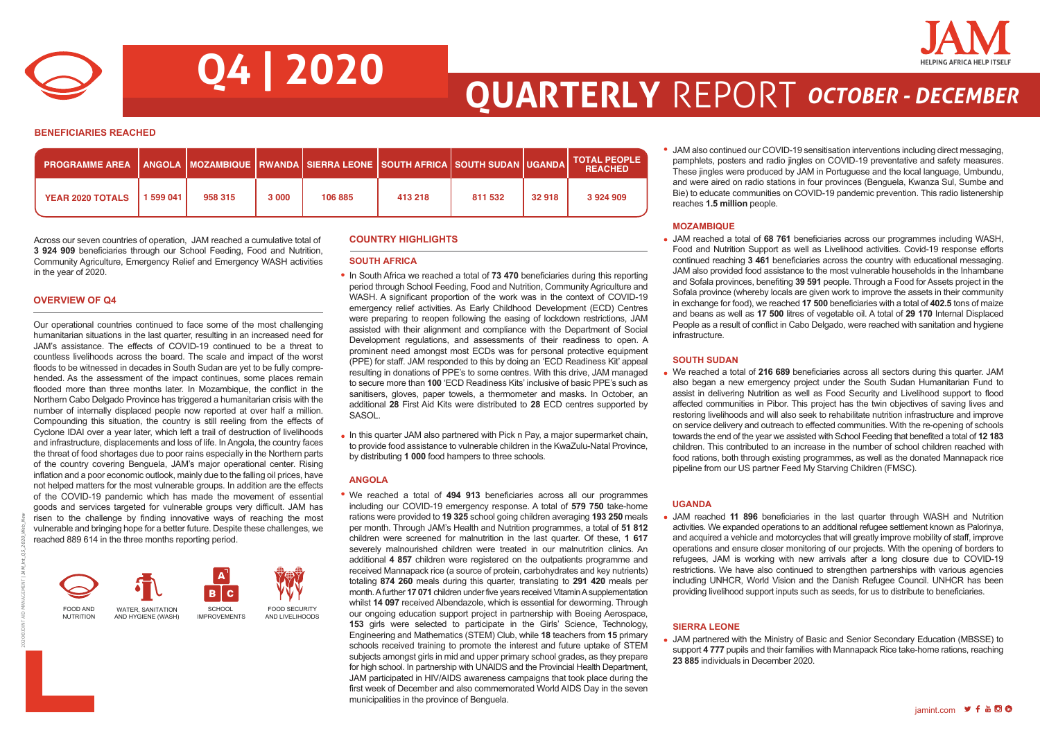# Q4 | 2020

# QUARTERLY REPORT *OCTOBER - DECEMBER*

JAM
HELPING AFRICA HELP ITSELF

## BENEFICIARIES REACHED

| PROGRAMME AREA | ANGOLA | MOZAMBIQUE | RWANDA | SIERRA LEONE | SOUTH AFRICA | SOUTH SUDAN | UGANDA | TOTAL PEOPLE REACHED |
|---|---|---|---|---|---|---|---|---|
| YEAR 2020 TOTALS | 1 599 041 | 958 315 | 3 000 | 106 885 | 413 218 | 811 532 | 32 918 | 3 924 909 |

Across our seven countries of operation, JAM reached a cumulative total of **3 924 909** beneficiaries through our School Feeding, Food and Nutrition, Community Agriculture, Emergency Relief and Emergency WASH activities in the year of 2020.

## OVERVIEW OF Q4

Our operational countries continued to face some of the most challenging humanitarian situations in the last quarter, resulting in an increased need for JAM's assistance. The effects of COVID-19 continued to be a threat to countless livelihoods across the board. The scale and impact of the worst floods to be witnessed in decades in South Sudan are yet to be fully comprehended. As the assessment of the impact continues, some places remain flooded more than three months later. In Mozambique, the conflict in the Northern Cabo Delgado Province has triggered a humanitarian crisis with the number of internally displaced people now reported at over half a million. Compounding this situation, the country is still reeling from the effects of Cyclone IDAI over a year later, which left a trail of destruction of livelihoods and infrastructure, displacements and loss of life. In Angola, the country faces the threat of food shortages due to poor rains especially in the Northern parts of the country covering Benguela, JAM's major operational center. Rising inflation and a poor economic outlook, mainly due to the falling oil prices, have not helped matters for the most vulnerable groups. In addition are the effects of the COVID-19 pandemic which has made the movement of essential goods and services targeted for vulnerable groups very difficult. JAM has risen to the challenge by finding innovative ways of reaching the most vulnerable and bringing hope for a better future. Despite these challenges, we reached 889 614 in the three months reporting period.

FOOD AND NUTRITION | WATER, SANITATION AND HYGIENE (WASH) | SCHOOL IMPROVEMENTS | FOOD SECURITY AND LIVELIHOODS

## COUNTRY HIGHLIGHTS

### SOUTH AFRICA

- In South Africa we reached a total of **73 470** beneficiaries during this reporting period through School Feeding, Food and Nutrition, Community Agriculture and WASH. A significant proportion of the work was in the context of COVID-19 emergency relief activities. As Early Childhood Development (ECD) Centres were preparing to reopen following the easing of lockdown restrictions, JAM assisted with their alignment and compliance with the Department of Social Development regulations, and assessments of their readiness to open. A prominent need amongst most ECDs was for personal protective equipment (PPE) for staff. JAM responded to this by doing an 'ECD Readiness Kit' appeal resulting in donations of PPE's to some centres. With this drive, JAM managed to secure more than **100** 'ECD Readiness Kits' inclusive of basic PPE's such as sanitisers, gloves, paper towels, a thermometer and masks. In October, an additional **28** First Aid Kits were distributed to **28** ECD centres supported by SASOL.
- In this quarter JAM also partnered with Pick n Pay, a major supermarket chain, to provide food assistance to vulnerable children in the KwaZulu-Natal Province, by distributing **1 000** food hampers to three schools.

### ANGOLA

- We reached a total of **494 913** beneficiaries across all our programmes including our COVID-19 emergency response. A total of **579 750** take-home rations were provided to **19 325** school going children averaging **193 250** meals per month. Through JAM's Health and Nutrition programmes, a total of **51 812** children were screened for malnutrition in the last quarter. Of these, **1 617** severely malnourished children were treated in our malnutrition clinics. An additional **4 857** children were registered on the outpatients programme and received Mannapack rice (a source of protein, carbohydrates and key nutrients) totaling **874 260** meals during this quarter, translating to **291 420** meals per month. A further **17 071** children under five years received Vitamin A supplementation whilst **14 097** received Albendazole, which is essential for deworming. Through our ongoing education support project in partnership with Boeing Aerospace, **153** girls were selected to participate in the Girls' Science, Technology, Engineering and Mathematics (STEM) Club, while **18** teachers from **15** primary schools received training to promote the interest and future uptake of STEM subjects amongst girls in mid and upper primary school grades, as they prepare for high school. In partnership with UNAIDS and the Provincial Health Department, JAM participated in HIV/AIDS awareness campaigns that took place during the first week of December and also commemorated World AIDS Day in the seven municipalities in the province of Benguela.
- JAM also continued our COVID-19 sensitisation interventions including direct messaging, pamphlets, posters and radio jingles on COVID-19 preventative and safety measures. These jingles were produced by JAM in Portuguese and the local language, Umbundu, and were aired on radio stations in four provinces (Benguela, Kwanza Sul, Sumbe and Bie) to educate communities on COVID-19 pandemic prevention. This radio listenership reaches **1.5 million** people.

### MOZAMBIQUE

- JAM reached a total of **68 761** beneficiaries across our programmes including WASH, Food and Nutrition Support as well as Livelihood activities. Covid-19 response efforts continued reaching **3 461** beneficiaries across the country with educational messaging. JAM also provided food assistance to the most vulnerable households in the Inhambane and Sofala provinces, benefiting **39 591** people. Through a Food for Assets project in the Sofala province (whereby locals are given work to improve the assets in their community in exchange for food), we reached **17 500** beneficiaries with a total of **402.5** tons of maize and beans as well as **17 500** litres of vegetable oil. A total of **29 170** Internal Displaced People as a result of conflict in Cabo Delgado, were reached with sanitation and hygiene infrastructure.

### SOUTH SUDAN

- We reached a total of **216 689** beneficiaries across all sectors during this quarter. JAM also began a new emergency project under the South Sudan Humanitarian Fund to assist in delivering Nutrition as well as Food Security and Livelihood support to flood affected communities in Pibor. This project has the twin objectives of saving lives and restoring livelihoods and will also seek to rehabilitate nutrition infrastructure and improve on service delivery and outreach to effected communities. With the re-opening of schools towards the end of the year we assisted with School Feeding that benefited a total of **12 183** children. This contributed to an increase in the number of school children reached with food rations, both through existing programmes, as well as the donated Mannapack rice pipeline from our US partner Feed My Starving Children (FMSC).

### UGANDA

- JAM reached **11 896** beneficiaries in the last quarter through WASH and Nutrition activities. We expanded operations to an additional refugee settlement known as Palorinya, and acquired a vehicle and motorcycles that will greatly improve mobility of staff, improve operations and ensure closer monitoring of our projects. With the opening of borders to refugees, JAM is working with new arrivals after a long closure due to COVID-19 restrictions. We have also continued to strengthen partnerships with various agencies including UNHCR, World Vision and the Danish Refugee Council. UNHCR has been providing livelihood support inputs such as seeds, for us to distribute to beneficiaries.

### SIERRA LEONE

- JAM partnered with the Ministry of Basic and Senior Secondary Education (MBSSE) to support **4 777** pupils and their families with Mannapack Rice take-home rations, reaching **23 885** individuals in December 2020.

jamint.com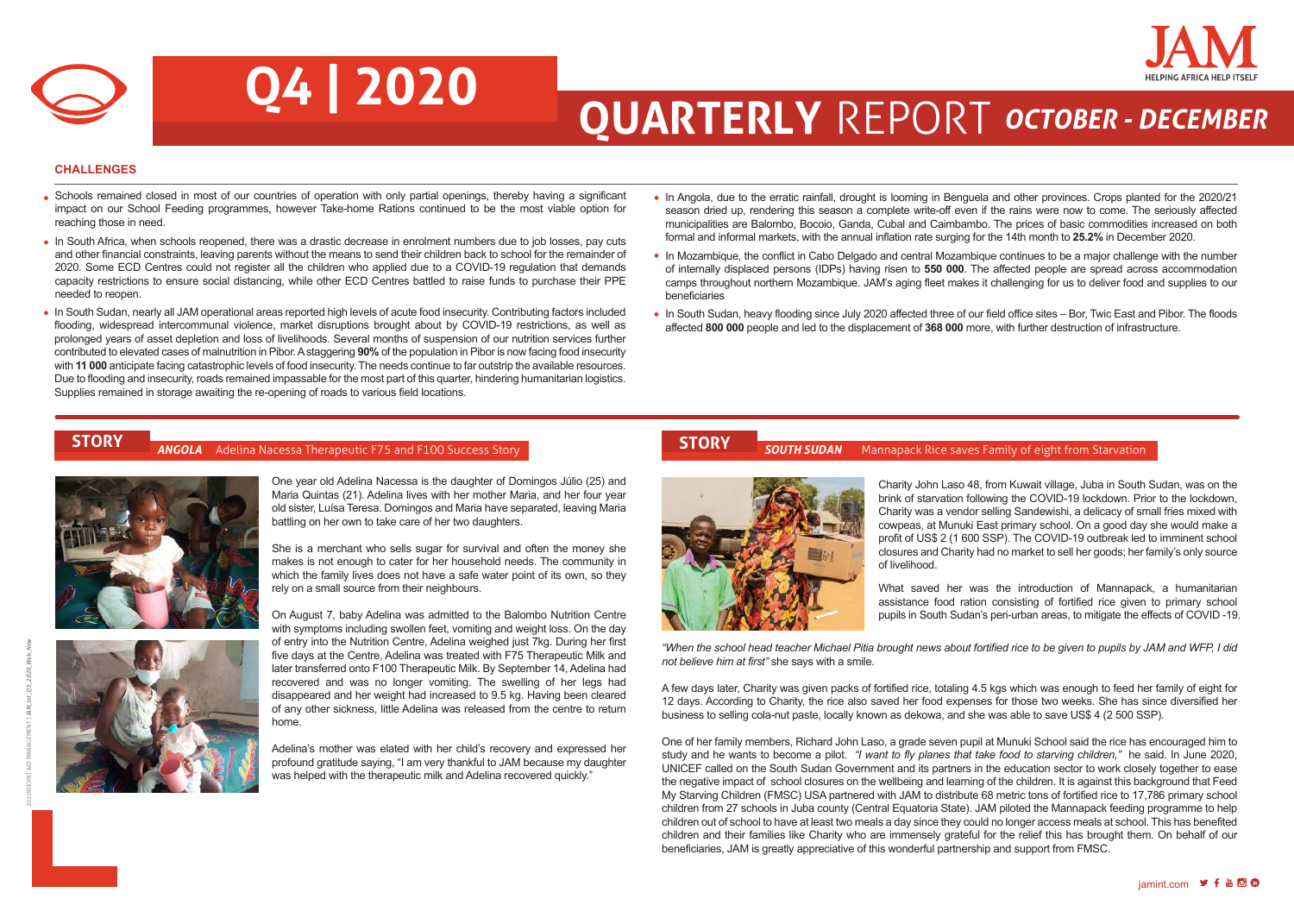# Q4 | 2020

# QUARTERLY REPORT *OCTOBER - DECEMBER*

JAM

HELPING AFRICA HELP ITSELF

## CHALLENGES

- Schools remained closed in most of our countries of operation with only partial openings, thereby having a significant impact on our School Feeding programmes, however Take-home Rations continued to be the most viable option for reaching those in need.
- In South Africa, when schools reopened, there was a drastic decrease in enrolment numbers due to job losses, pay cuts and other financial constraints, leaving parents without the means to send their children back to school for the remainder of 2020. Some ECD Centres could not register all the children who applied due to a COVID-19 regulation that demands capacity restrictions to ensure social distancing, while other ECD Centres battled to raise funds to purchase their PPE needed to reopen.
- In South Sudan, nearly all JAM operational areas reported high levels of acute food insecurity. Contributing factors included flooding, widespread intercommunal violence, market disruptions brought about by COVID-19 restrictions, as well as prolonged years of asset depletion and loss of livelihoods. Several months of suspension of our nutrition services further contributed to elevated cases of malnutrition in Pibor. A staggering **90%** of the population in Pibor is now facing food insecurity with **11 000** anticipate facing catastrophic levels of food insecurity. The needs continue to far outstrip the available resources. Due to flooding and insecurity, roads remained impassable for the most part of this quarter, hindering humanitarian logistics. Supplies remained in storage awaiting the re-opening of roads to various field locations.
- In Angola, due to the erratic rainfall, drought is looming in Benguela and other provinces. Crops planted for the 2020/21 season dried up, rendering this season a complete write-off even if the rains were now to come. The seriously affected municipalities are Balombo, Bocoio, Ganda, Cubal and Caimbambo. The prices of basic commodities increased on both formal and informal markets, with the annual inflation rate surging for the 14th month to **25.2%** in December 2020.
- In Mozambique, the conflict in Cabo Delgado and central Mozambique continues to be a major challenge with the number of internally displaced persons (IDPs) having risen to **550 000**. The affected people are spread across accommodation camps throughout northern Mozambique. JAM's aging fleet makes it challenging for us to deliver food and supplies to our beneficiaries
- In South Sudan, heavy flooding since July 2020 affected three of our field office sites – Bor, Twic East and Pibor. The floods affected **800 000** people and led to the displacement of **368 000** more, with further destruction of infrastructure.

## STORY

### *ANGOLA* Adelina Nacessa Therapeutic F75 and F100 Success Story

One year old Adelina Nacessa is the daughter of Domingos Júlio (25) and Maria Quintas (21). Adelina lives with her mother Maria, and her four year old sister, Luísa Teresa. Domingos and Maria have separated, leaving Maria battling on her own to take care of her two daughters.

She is a merchant who sells sugar for survival and often the money she makes is not enough to cater for her household needs. The community in which the family lives does not have a safe water point of its own, so they rely on a small source from their neighbours.

On August 7, baby Adelina was admitted to the Balombo Nutrition Centre with symptoms including swollen feet, vomiting and weight loss. On the day of entry into the Nutrition Centre, Adelina weighed just 7kg. During her first five days at the Centre, Adelina was treated with F75 Therapeutic Milk and later transferred onto F100 Therapeutic Milk. By September 14, Adelina had recovered and was no longer vomiting. The swelling of her legs had disappeared and her weight had increased to 9.5 kg. Having been cleared of any other sickness, little Adelina was released from the centre to return home.

Adelina's mother was elated with her child's recovery and expressed her profound gratitude saying, "I am very thankful to JAM because my daughter was helped with the therapeutic milk and Adelina recovered quickly."

## STORY

### *SOUTH SUDAN* Mannapack Rice saves Family of eight from Starvation

Charity John Laso 48, from Kuwait village, Juba in South Sudan, was on the brink of starvation following the COVID-19 lockdown. Prior to the lockdown, Charity was a vendor selling Sandewishi, a delicacy of small fries mixed with cowpeas, at Munuki East primary school. On a good day she would make a profit of US$ 2 (1 600 SSP). The COVID-19 outbreak led to imminent school closures and Charity had no market to sell her goods; her family's only source of livelihood.

What saved her was the introduction of Mannapack, a humanitarian assistance food ration consisting of fortified rice given to primary school pupils in South Sudan's peri-urban areas, to mitigate the effects of COVID -19.

*"When the school head teacher Michael Pitia brought news about fortified rice to be given to pupils by JAM and WFP, I did not believe him at first"* she says with a smile.

A few days later, Charity was given packs of fortified rice, totaling 4.5 kgs which was enough to feed her family of eight for 12 days. According to Charity, the rice also saved her food expenses for those two weeks. She has since diversified her business to selling cola-nut paste, locally known as dekowa, and she was able to save US$ 4 (2 500 SSP).

One of her family members, Richard John Laso, a grade seven pupil at Munuki School said the rice has encouraged him to study and he wants to become a pilot. *"I want to fly planes that take food to starving children,"* he said. In June 2020, UNICEF called on the South Sudan Government and its partners in the education sector to work closely together to ease the negative impact of school closures on the wellbeing and learning of the children. It is against this background that Feed My Starving Children (FMSC) USA partnered with JAM to distribute 68 metric tons of fortified rice to 17,786 primary school children from 27 schools in Juba county (Central Equatoria State). JAM piloted the Mannapack feeding programme to help children out of school to have at least two meals a day since they could no longer access meals at school. This has benefited children and their families like Charity who are immensely grateful for the relief this has brought them. On behalf of our beneficiaries, JAM is greatly appreciative of this wonderful partnership and support from FMSC.

jamint.com